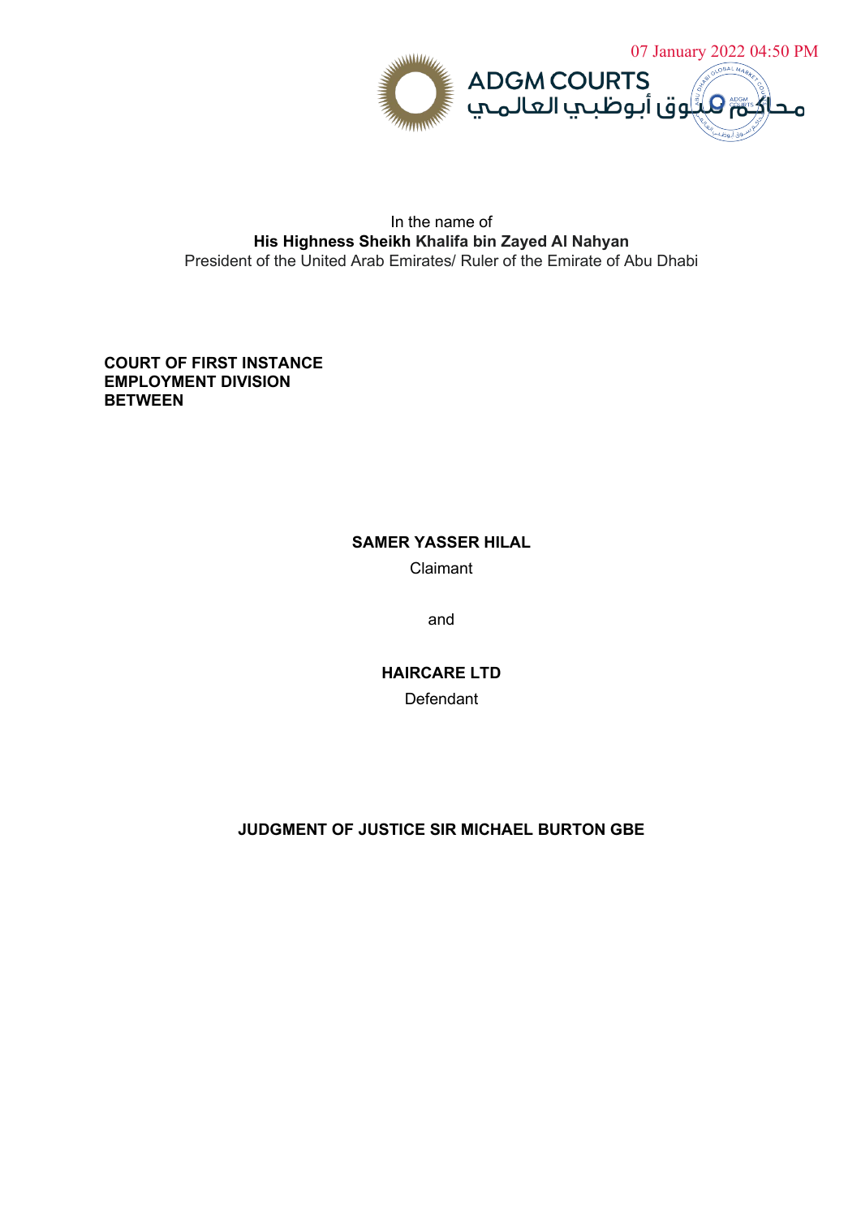07 January 2022 04:50 PM

ADGM COURTS
محاكم سوق أبوظبي العالمي

In the name of
**His Highness Sheikh Khalifa bin Zayed Al Nahyan**
President of the United Arab Emirates/ Ruler of the Emirate of Abu Dhabi

**COURT OF FIRST INSTANCE**
**EMPLOYMENT DIVISION**
**BETWEEN**

**SAMER YASSER HILAL**

Claimant

and

**HAIRCARE LTD**

Defendant

**JUDGMENT OF JUSTICE SIR MICHAEL BURTON GBE**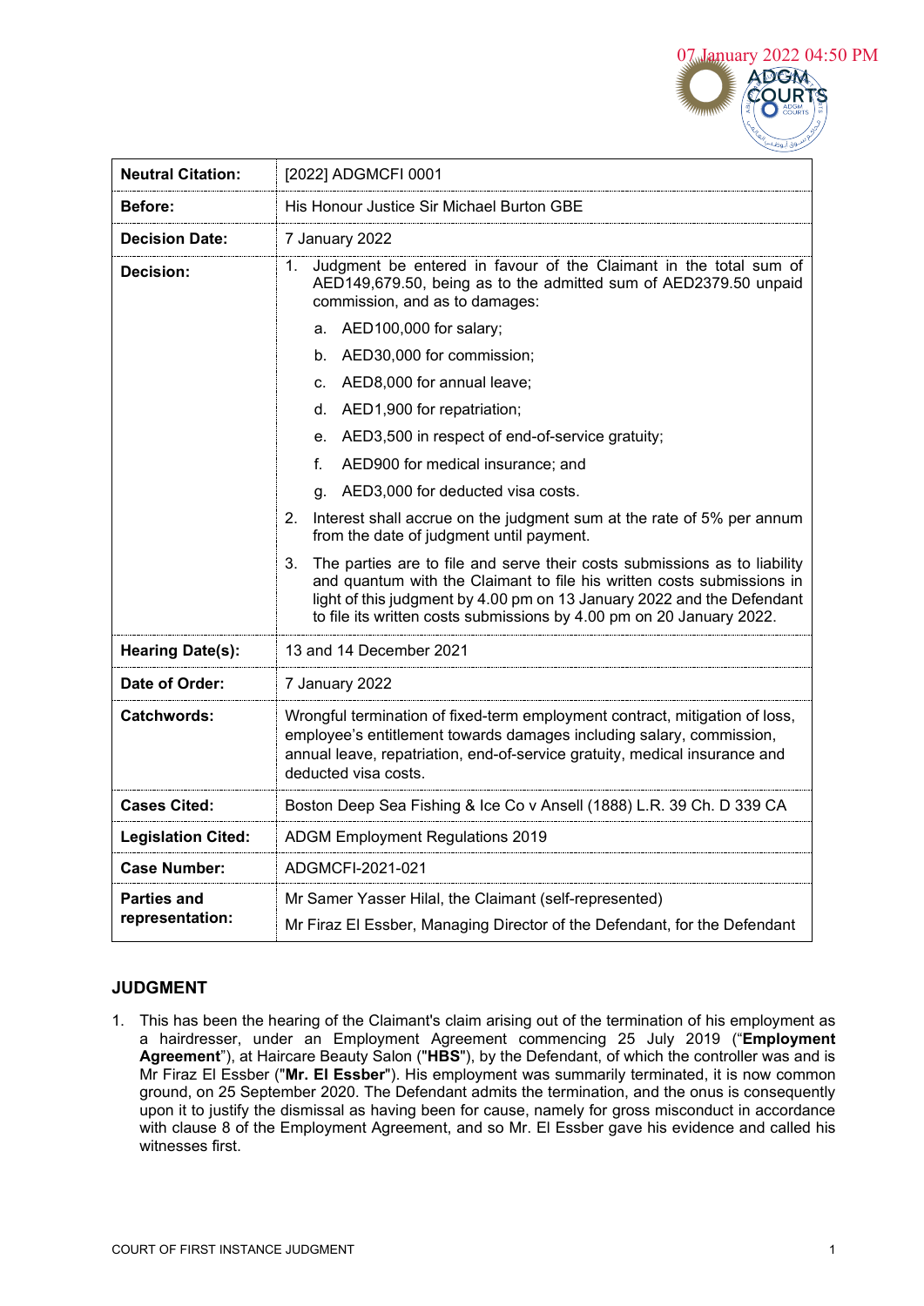07 January 2022 04:50 PM

| **Neutral Citation:** | [2022] ADGMCFI 0001 |
|---|---|
| **Before:** | His Honour Justice Sir Michael Burton GBE |
| **Decision Date:** | 7 January 2022 |
| **Decision:** | 1. Judgment be entered in favour of the Claimant in the total sum of AED149,679.50, being as to the admitted sum of AED2379.50 unpaid commission, and as to damages: <br> a. AED100,000 for salary; <br> b. AED30,000 for commission; <br> c. AED8,000 for annual leave; <br> d. AED1,900 for repatriation; <br> e. AED3,500 in respect of end-of-service gratuity; <br> f. AED900 for medical insurance; and <br> g. AED3,000 for deducted visa costs. <br> 2. Interest shall accrue on the judgment sum at the rate of 5% per annum from the date of judgment until payment. <br> 3. The parties are to file and serve their costs submissions as to liability and quantum with the Claimant to file his written costs submissions in light of this judgment by 4.00 pm on 13 January 2022 and the Defendant to file its written costs submissions by 4.00 pm on 20 January 2022. |
| **Hearing Date(s):** | 13 and 14 December 2021 |
| **Date of Order:** | 7 January 2022 |
| **Catchwords:** | Wrongful termination of fixed-term employment contract, mitigation of loss, employee's entitlement towards damages including salary, commission, annual leave, repatriation, end-of-service gratuity, medical insurance and deducted visa costs. |
| **Cases Cited:** | Boston Deep Sea Fishing & Ice Co v Ansell (1888) L.R. 39 Ch. D 339 CA |
| **Legislation Cited:** | ADGM Employment Regulations 2019 |
| **Case Number:** | ADGMCFI-2021-021 |
| **Parties and representation:** | Mr Samer Yasser Hilal, the Claimant (self-represented) <br> Mr Firaz El Essber, Managing Director of the Defendant, for the Defendant |

## JUDGMENT

1. This has been the hearing of the Claimant's claim arising out of the termination of his employment as a hairdresser, under an Employment Agreement commencing 25 July 2019 ("**Employment Agreement**"), at Haircare Beauty Salon ("**HBS**"), by the Defendant, of which the controller was and is Mr Firaz El Essber ("**Mr. El Essber**"). His employment was summarily terminated, it is now common ground, on 25 September 2020. The Defendant admits the termination, and the onus is consequently upon it to justify the dismissal as having been for cause, namely for gross misconduct in accordance with clause 8 of the Employment Agreement, and so Mr. El Essber gave his evidence and called his witnesses first.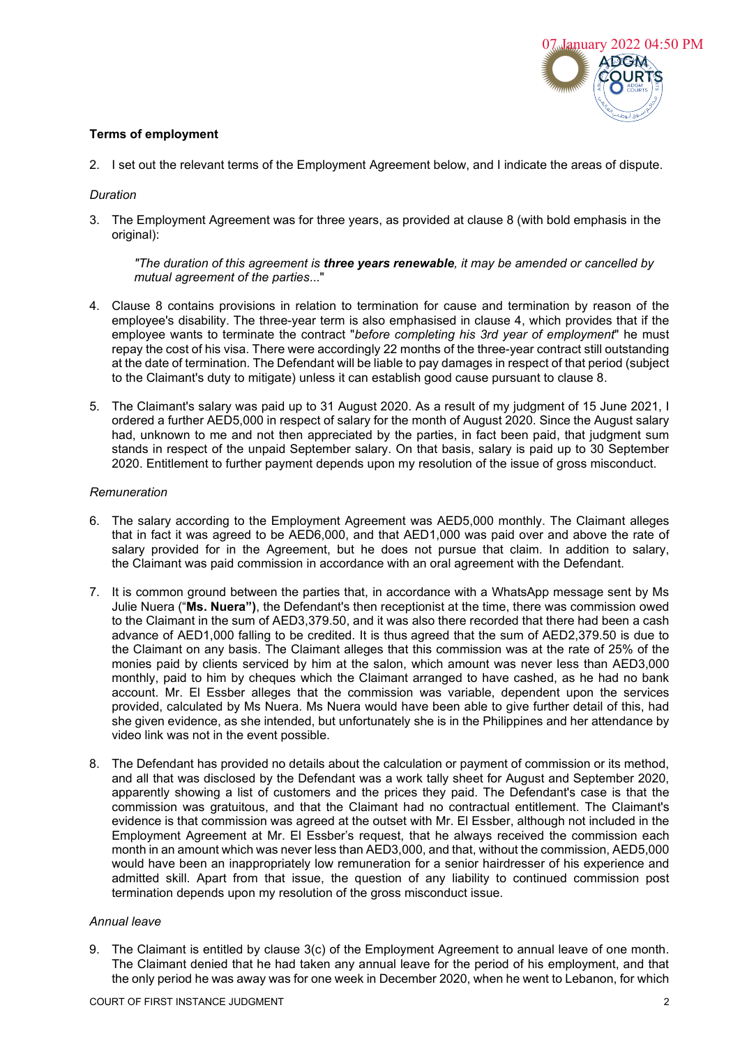### Terms of employment

2. I set out the relevant terms of the Employment Agreement below, and I indicate the areas of dispute.

*Duration*

3. The Employment Agreement was for three years, as provided at clause 8 (with bold emphasis in the original):

   *"The duration of this agreement is **three years renewable**, it may be amended or cancelled by mutual agreement of the parties*..."

4. Clause 8 contains provisions in relation to termination for cause and termination by reason of the employee's disability. The three-year term is also emphasised in clause 4, which provides that if the employee wants to terminate the contract "*before completing his 3rd year of employment*" he must repay the cost of his visa. There were accordingly 22 months of the three-year contract still outstanding at the date of termination. The Defendant will be liable to pay damages in respect of that period (subject to the Claimant's duty to mitigate) unless it can establish good cause pursuant to clause 8.

5. The Claimant's salary was paid up to 31 August 2020. As a result of my judgment of 15 June 2021, I ordered a further AED5,000 in respect of salary for the month of August 2020. Since the August salary had, unknown to me and not then appreciated by the parties, in fact been paid, that judgment sum stands in respect of the unpaid September salary. On that basis, salary is paid up to 30 September 2020. Entitlement to further payment depends upon my resolution of the issue of gross misconduct.

*Remuneration*

6. The salary according to the Employment Agreement was AED5,000 monthly. The Claimant alleges that in fact it was agreed to be AED6,000, and that AED1,000 was paid over and above the rate of salary provided for in the Agreement, but he does not pursue that claim. In addition to salary, the Claimant was paid commission in accordance with an oral agreement with the Defendant.

7. It is common ground between the parties that, in accordance with a WhatsApp message sent by Ms Julie Nuera ("**Ms. Nuera")**, the Defendant's then receptionist at the time, there was commission owed to the Claimant in the sum of AED3,379.50, and it was also there recorded that there had been a cash advance of AED1,000 falling to be credited. It is thus agreed that the sum of AED2,379.50 is due to the Claimant on any basis. The Claimant alleges that this commission was at the rate of 25% of the monies paid by clients serviced by him at the salon, which amount was never less than AED3,000 monthly, paid to him by cheques which the Claimant arranged to have cashed, as he had no bank account. Mr. El Essber alleges that the commission was variable, dependent upon the services provided, calculated by Ms Nuera. Ms Nuera would have been able to give further detail of this, had she given evidence, as she intended, but unfortunately she is in the Philippines and her attendance by video link was not in the event possible.

8. The Defendant has provided no details about the calculation or payment of commission or its method, and all that was disclosed by the Defendant was a work tally sheet for August and September 2020, apparently showing a list of customers and the prices they paid. The Defendant's case is that the commission was gratuitous, and that the Claimant had no contractual entitlement. The Claimant's evidence is that commission was agreed at the outset with Mr. El Essber, although not included in the Employment Agreement at Mr. El Essber's request, that he always received the commission each month in an amount which was never less than AED3,000, and that, without the commission, AED5,000 would have been an inappropriately low remuneration for a senior hairdresser of his experience and admitted skill. Apart from that issue, the question of any liability to continued commission post termination depends upon my resolution of the gross misconduct issue.

*Annual leave*

9. The Claimant is entitled by clause 3(c) of the Employment Agreement to annual leave of one month. The Claimant denied that he had taken any annual leave for the period of his employment, and that the only period he was away was for one week in December 2020, when he went to Lebanon, for which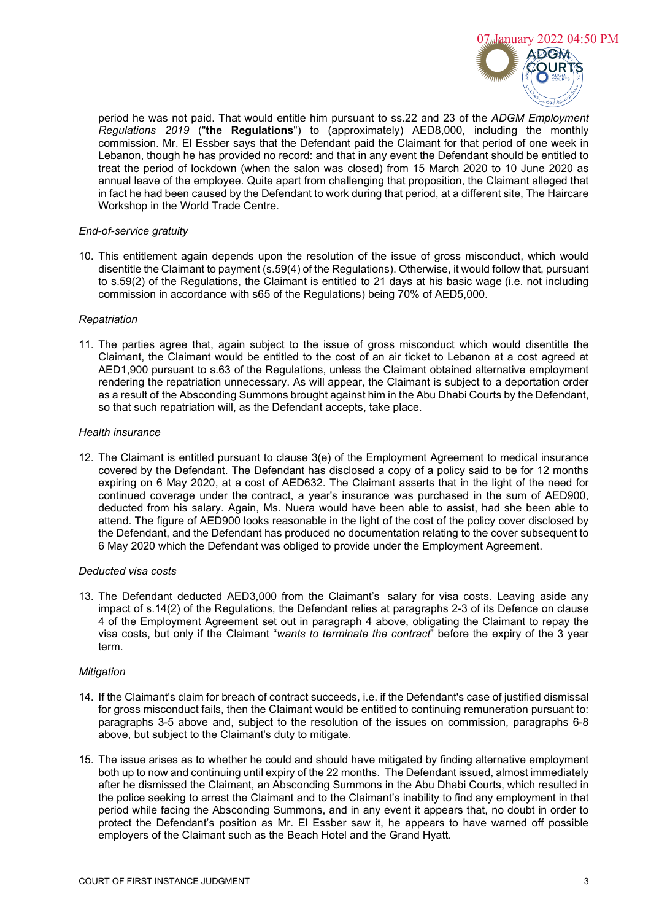period he was not paid. That would entitle him pursuant to ss.22 and 23 of the *ADGM Employment Regulations 2019* ("**the Regulations**") to (approximately) AED8,000, including the monthly commission. Mr. El Essber says that the Defendant paid the Claimant for that period of one week in Lebanon, though he has provided no record: and that in any event the Defendant should be entitled to treat the period of lockdown (when the salon was closed) from 15 March 2020 to 10 June 2020 as annual leave of the employee. Quite apart from challenging that proposition, the Claimant alleged that in fact he had been caused by the Defendant to work during that period, at a different site, The Haircare Workshop in the World Trade Centre.

*End-of-service gratuity*

10. This entitlement again depends upon the resolution of the issue of gross misconduct, which would disentitle the Claimant to payment (s.59(4) of the Regulations). Otherwise, it would follow that, pursuant to s.59(2) of the Regulations, the Claimant is entitled to 21 days at his basic wage (i.e. not including commission in accordance with s65 of the Regulations) being 70% of AED5,000.

*Repatriation*

11. The parties agree that, again subject to the issue of gross misconduct which would disentitle the Claimant, the Claimant would be entitled to the cost of an air ticket to Lebanon at a cost agreed at AED1,900 pursuant to s.63 of the Regulations, unless the Claimant obtained alternative employment rendering the repatriation unnecessary. As will appear, the Claimant is subject to a deportation order as a result of the Absconding Summons brought against him in the Abu Dhabi Courts by the Defendant, so that such repatriation will, as the Defendant accepts, take place.

*Health insurance*

12. The Claimant is entitled pursuant to clause 3(e) of the Employment Agreement to medical insurance covered by the Defendant. The Defendant has disclosed a copy of a policy said to be for 12 months expiring on 6 May 2020, at a cost of AED632. The Claimant asserts that in the light of the need for continued coverage under the contract, a year's insurance was purchased in the sum of AED900, deducted from his salary. Again, Ms. Nuera would have been able to assist, had she been able to attend. The figure of AED900 looks reasonable in the light of the cost of the policy cover disclosed by the Defendant, and the Defendant has produced no documentation relating to the cover subsequent to 6 May 2020 which the Defendant was obliged to provide under the Employment Agreement.

*Deducted visa costs*

13. The Defendant deducted AED3,000 from the Claimant's salary for visa costs. Leaving aside any impact of s.14(2) of the Regulations, the Defendant relies at paragraphs 2-3 of its Defence on clause 4 of the Employment Agreement set out in paragraph 4 above, obligating the Claimant to repay the visa costs, but only if the Claimant "*wants to terminate the contract*" before the expiry of the 3 year term.

*Mitigation*

14. If the Claimant's claim for breach of contract succeeds, i.e. if the Defendant's case of justified dismissal for gross misconduct fails, then the Claimant would be entitled to continuing remuneration pursuant to: paragraphs 3-5 above and, subject to the resolution of the issues on commission, paragraphs 6-8 above, but subject to the Claimant's duty to mitigate.

15. The issue arises as to whether he could and should have mitigated by finding alternative employment both up to now and continuing until expiry of the 22 months. The Defendant issued, almost immediately after he dismissed the Claimant, an Absconding Summons in the Abu Dhabi Courts, which resulted in the police seeking to arrest the Claimant and to the Claimant's inability to find any employment in that period while facing the Absconding Summons, and in any event it appears that, no doubt in order to protect the Defendant's position as Mr. El Essber saw it, he appears to have warned off possible employers of the Claimant such as the Beach Hotel and the Grand Hyatt.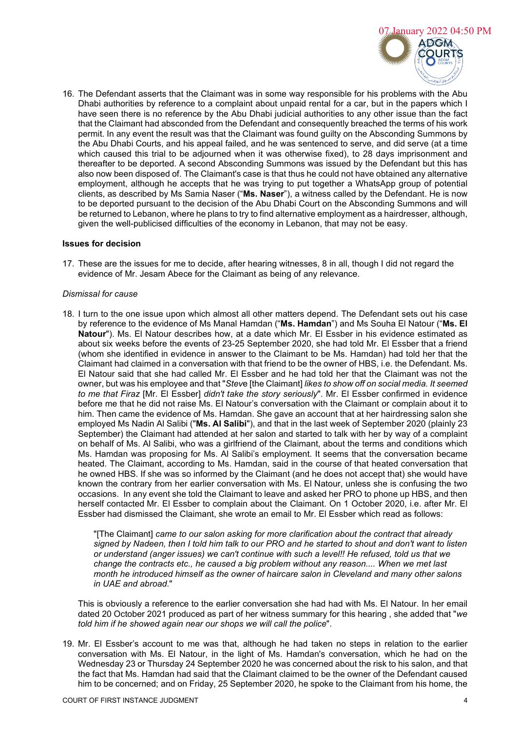16. The Defendant asserts that the Claimant was in some way responsible for his problems with the Abu Dhabi authorities by reference to a complaint about unpaid rental for a car, but in the papers which I have seen there is no reference by the Abu Dhabi judicial authorities to any other issue than the fact that the Claimant had absconded from the Defendant and consequently breached the terms of his work permit. In any event the result was that the Claimant was found guilty on the Absconding Summons by the Abu Dhabi Courts, and his appeal failed, and he was sentenced to serve, and did serve (at a time which caused this trial to be adjourned when it was otherwise fixed), to 28 days imprisonment and thereafter to be deported. A second Absconding Summons was issued by the Defendant but this has also now been disposed of. The Claimant's case is that thus he could not have obtained any alternative employment, although he accepts that he was trying to put together a WhatsApp group of potential clients, as described by Ms Samia Naser ("**Ms. Naser**"), a witness called by the Defendant. He is now to be deported pursuant to the decision of the Abu Dhabi Court on the Absconding Summons and will be returned to Lebanon, where he plans to try to find alternative employment as a hairdresser, although, given the well-publicised difficulties of the economy in Lebanon, that may not be easy.

**Issues for decision**

17. These are the issues for me to decide, after hearing witnesses, 8 in all, though I did not regard the evidence of Mr. Jesam Abece for the Claimant as being of any relevance.

*Dismissal for cause*

18. I turn to the one issue upon which almost all other matters depend. The Defendant sets out his case by reference to the evidence of Ms Manal Hamdan ("**Ms. Hamdan**") and Ms Souha El Natour ("**Ms. El Natour**"). Ms. El Natour describes how, at a date which Mr. El Essber in his evidence estimated as about six weeks before the events of 23-25 September 2020, she had told Mr. El Essber that a friend (whom she identified in evidence in answer to the Claimant to be Ms. Hamdan) had told her that the Claimant had claimed in a conversation with that friend to be the owner of HBS, i.e. the Defendant. Ms. El Natour said that she had called Mr. El Essber and he had told her that the Claimant was not the owner, but was his employee and that "*Steve* [the Claimant] *likes to show off on social media. It seemed to me that Firaz* [Mr. El Essber] *didn't take the story seriously*". Mr. El Essber confirmed in evidence before me that he did not raise Ms. El Natour's conversation with the Claimant or complain about it to him. Then came the evidence of Ms. Hamdan. She gave an account that at her hairdressing salon she employed Ms Nadin Al Salibi ("**Ms. Al Salibi**"), and that in the last week of September 2020 (plainly 23 September) the Claimant had attended at her salon and started to talk with her by way of a complaint on behalf of Ms. Al Salibi, who was a girlfriend of the Claimant, about the terms and conditions which Ms. Hamdan was proposing for Ms. Al Salibi's employment. It seems that the conversation became heated. The Claimant, according to Ms. Hamdan, said in the course of that heated conversation that he owned HBS. If she was so informed by the Claimant (and he does not accept that) she would have known the contrary from her earlier conversation with Ms. El Natour, unless she is confusing the two occasions. In any event she told the Claimant to leave and asked her PRO to phone up HBS, and then herself contacted Mr. El Essber to complain about the Claimant. On 1 October 2020, i.e. after Mr. El Essber had dismissed the Claimant, she wrote an email to Mr. El Essber which read as follows:

"[The Claimant] *came to our salon asking for more clarification about the contract that already signed by Nadeen, then I told him talk to our PRO and he started to shout and don't want to listen or understand (anger issues) we can't continue with such a level!! He refused, told us that we change the contracts etc., he caused a big problem without any reason.... When we met last month he introduced himself as the owner of haircare salon in Cleveland and many other salons in UAE and abroad*."

This is obviously a reference to the earlier conversation she had had with Ms. El Natour. In her email dated 20 October 2021 produced as part of her witness summary for this hearing , she added that "*we told him if he showed again near our shops we will call the police*".

19. Mr. El Essber's account to me was that, although he had taken no steps in relation to the earlier conversation with Ms. El Natour, in the light of Ms. Hamdan's conversation, which he had on the Wednesday 23 or Thursday 24 September 2020 he was concerned about the risk to his salon, and that the fact that Ms. Hamdan had said that the Claimant claimed to be the owner of the Defendant caused him to be concerned; and on Friday, 25 September 2020, he spoke to the Claimant from his home, the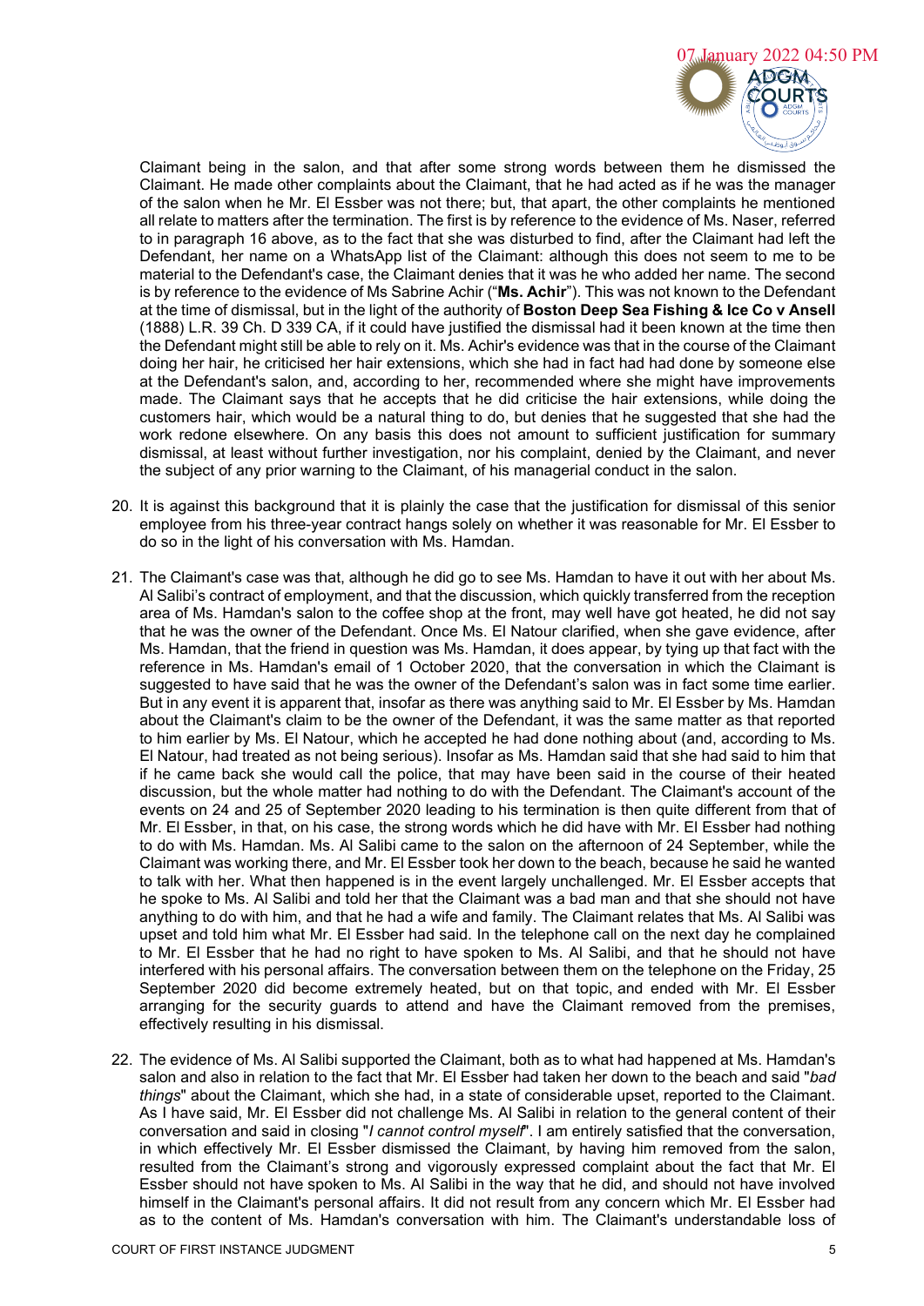Claimant being in the salon, and that after some strong words between them he dismissed the Claimant. He made other complaints about the Claimant, that he had acted as if he was the manager of the salon when he Mr. El Essber was not there; but, that apart, the other complaints he mentioned all relate to matters after the termination. The first is by reference to the evidence of Ms. Naser, referred to in paragraph 16 above, as to the fact that she was disturbed to find, after the Claimant had left the Defendant, her name on a WhatsApp list of the Claimant: although this does not seem to me to be material to the Defendant's case, the Claimant denies that it was he who added her name. The second is by reference to the evidence of Ms Sabrine Achir ("**Ms. Achir**"). This was not known to the Defendant at the time of dismissal, but in the light of the authority of **Boston Deep Sea Fishing & Ice Co v Ansell** (1888) L.R. 39 Ch. D 339 CA, if it could have justified the dismissal had it been known at the time then the Defendant might still be able to rely on it. Ms. Achir's evidence was that in the course of the Claimant doing her hair, he criticised her hair extensions, which she had in fact had done by someone else at the Defendant's salon, and, according to her, recommended where she might have improvements made. The Claimant says that he accepts that he did criticise the hair extensions, while doing the customers hair, which would be a natural thing to do, but denies that he suggested that she had the work redone elsewhere. On any basis this does not amount to sufficient justification for summary dismissal, at least without further investigation, nor his complaint, denied by the Claimant, and never the subject of any prior warning to the Claimant, of his managerial conduct in the salon.

20. It is against this background that it is plainly the case that the justification for dismissal of this senior employee from his three-year contract hangs solely on whether it was reasonable for Mr. El Essber to do so in the light of his conversation with Ms. Hamdan.

21. The Claimant's case was that, although he did go to see Ms. Hamdan to have it out with her about Ms. Al Salibi's contract of employment, and that the discussion, which quickly transferred from the reception area of Ms. Hamdan's salon to the coffee shop at the front, may well have got heated, he did not say that he was the owner of the Defendant. Once Ms. El Natour clarified, when she gave evidence, after Ms. Hamdan, that the friend in question was Ms. Hamdan, it does appear, by tying up that fact with the reference in Ms. Hamdan's email of 1 October 2020, that the conversation in which the Claimant is suggested to have said that he was the owner of the Defendant's salon was in fact some time earlier. But in any event it is apparent that, insofar as there was anything said to Mr. El Essber by Ms. Hamdan about the Claimant's claim to be the owner of the Defendant, it was the same matter as that reported to him earlier by Ms. El Natour, which he accepted he had done nothing about (and, according to Ms. El Natour, had treated as not being serious). Insofar as Ms. Hamdan said that she had said to him that if he came back she would call the police, that may have been said in the course of their heated discussion, but the whole matter had nothing to do with the Defendant. The Claimant's account of the events on 24 and 25 of September 2020 leading to his termination is then quite different from that of Mr. El Essber, in that, on his case, the strong words which he did have with Mr. El Essber had nothing to do with Ms. Hamdan. Ms. Al Salibi came to the salon on the afternoon of 24 September, while the Claimant was working there, and Mr. El Essber took her down to the beach, because he said he wanted to talk with her. What then happened is in the event largely unchallenged. Mr. El Essber accepts that he spoke to Ms. Al Salibi and told her that the Claimant was a bad man and that she should not have anything to do with him, and that he had a wife and family. The Claimant relates that Ms. Al Salibi was upset and told him what Mr. El Essber had said. In the telephone call on the next day he complained to Mr. El Essber that he had no right to have spoken to Ms. Al Salibi, and that he should not have interfered with his personal affairs. The conversation between them on the telephone on the Friday, 25 September 2020 did become extremely heated, but on that topic, and ended with Mr. El Essber arranging for the security guards to attend and have the Claimant removed from the premises, effectively resulting in his dismissal.

22. The evidence of Ms. Al Salibi supported the Claimant, both as to what had happened at Ms. Hamdan's salon and also in relation to the fact that Mr. El Essber had taken her down to the beach and said "*bad things*" about the Claimant, which she had, in a state of considerable upset, reported to the Claimant. As I have said, Mr. El Essber did not challenge Ms. Al Salibi in relation to the general content of their conversation and said in closing "*I cannot control myself*". I am entirely satisfied that the conversation, in which effectively Mr. El Essber dismissed the Claimant, by having him removed from the salon, resulted from the Claimant's strong and vigorously expressed complaint about the fact that Mr. El Essber should not have spoken to Ms. Al Salibi in the way that he did, and should not have involved himself in the Claimant's personal affairs. It did not result from any concern which Mr. El Essber had as to the content of Ms. Hamdan's conversation with him. The Claimant's understandable loss of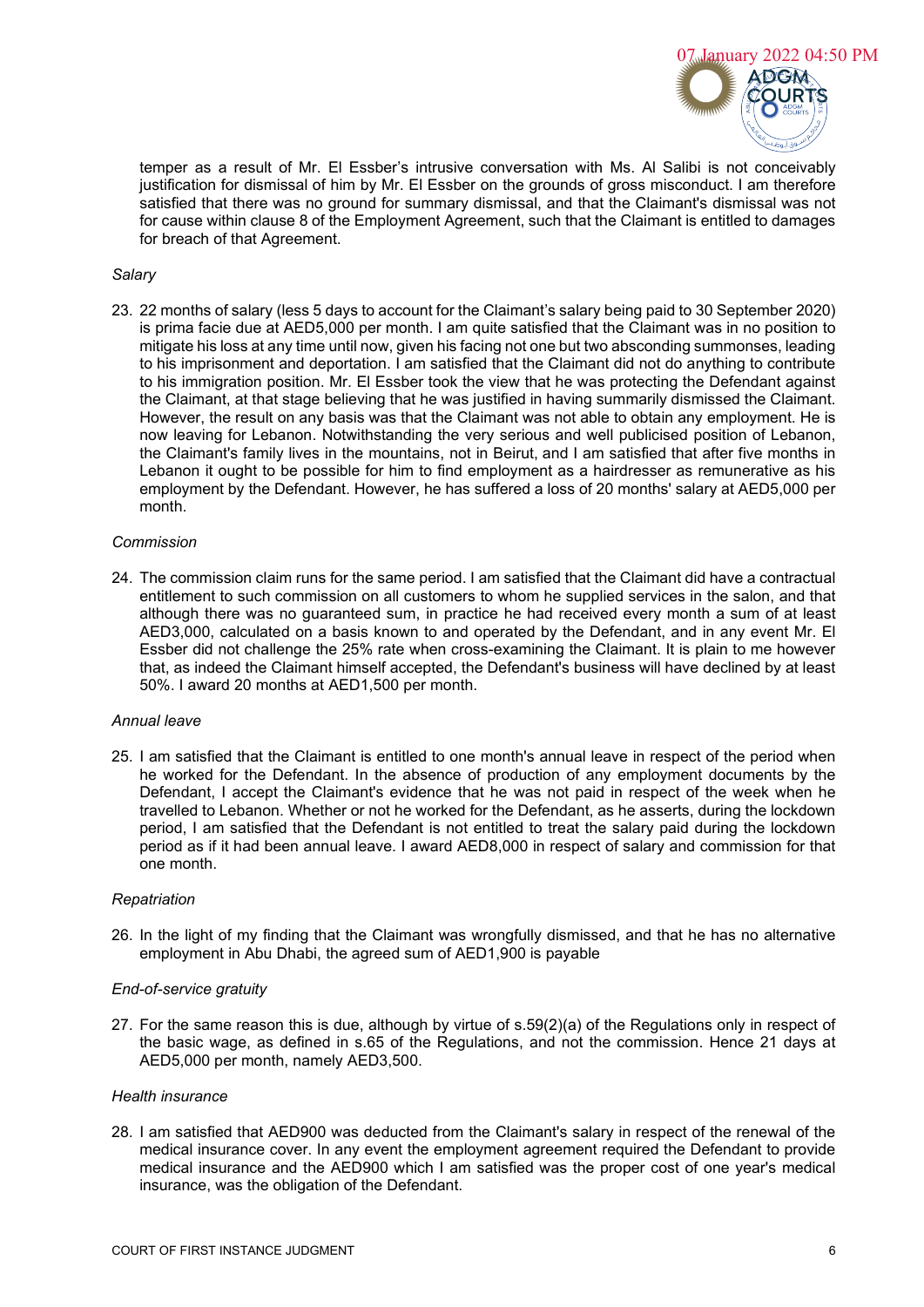temper as a result of Mr. El Essber's intrusive conversation with Ms. Al Salibi is not conceivably justification for dismissal of him by Mr. El Essber on the grounds of gross misconduct. I am therefore satisfied that there was no ground for summary dismissal, and that the Claimant's dismissal was not for cause within clause 8 of the Employment Agreement, such that the Claimant is entitled to damages for breach of that Agreement.

*Salary*

23. 22 months of salary (less 5 days to account for the Claimant's salary being paid to 30 September 2020) is prima facie due at AED5,000 per month. I am quite satisfied that the Claimant was in no position to mitigate his loss at any time until now, given his facing not one but two absconding summonses, leading to his imprisonment and deportation. I am satisfied that the Claimant did not do anything to contribute to his immigration position. Mr. El Essber took the view that he was protecting the Defendant against the Claimant, at that stage believing that he was justified in having summarily dismissed the Claimant. However, the result on any basis was that the Claimant was not able to obtain any employment. He is now leaving for Lebanon. Notwithstanding the very serious and well publicised position of Lebanon, the Claimant's family lives in the mountains, not in Beirut, and I am satisfied that after five months in Lebanon it ought to be possible for him to find employment as a hairdresser as remunerative as his employment by the Defendant. However, he has suffered a loss of 20 months' salary at AED5,000 per month.

*Commission*

24. The commission claim runs for the same period. I am satisfied that the Claimant did have a contractual entitlement to such commission on all customers to whom he supplied services in the salon, and that although there was no guaranteed sum, in practice he had received every month a sum of at least AED3,000, calculated on a basis known to and operated by the Defendant, and in any event Mr. El Essber did not challenge the 25% rate when cross-examining the Claimant. It is plain to me however that, as indeed the Claimant himself accepted, the Defendant's business will have declined by at least 50%. I award 20 months at AED1,500 per month.

*Annual leave*

25. I am satisfied that the Claimant is entitled to one month's annual leave in respect of the period when he worked for the Defendant. In the absence of production of any employment documents by the Defendant, I accept the Claimant's evidence that he was not paid in respect of the week when he travelled to Lebanon. Whether or not he worked for the Defendant, as he asserts, during the lockdown period, I am satisfied that the Defendant is not entitled to treat the salary paid during the lockdown period as if it had been annual leave. I award AED8,000 in respect of salary and commission for that one month.

*Repatriation*

26. In the light of my finding that the Claimant was wrongfully dismissed, and that he has no alternative employment in Abu Dhabi, the agreed sum of AED1,900 is payable

*End-of-service gratuity*

27. For the same reason this is due, although by virtue of s.59(2)(a) of the Regulations only in respect of the basic wage, as defined in s.65 of the Regulations, and not the commission. Hence 21 days at AED5,000 per month, namely AED3,500.

*Health insurance*

28. I am satisfied that AED900 was deducted from the Claimant's salary in respect of the renewal of the medical insurance cover. In any event the employment agreement required the Defendant to provide medical insurance and the AED900 which I am satisfied was the proper cost of one year's medical insurance, was the obligation of the Defendant.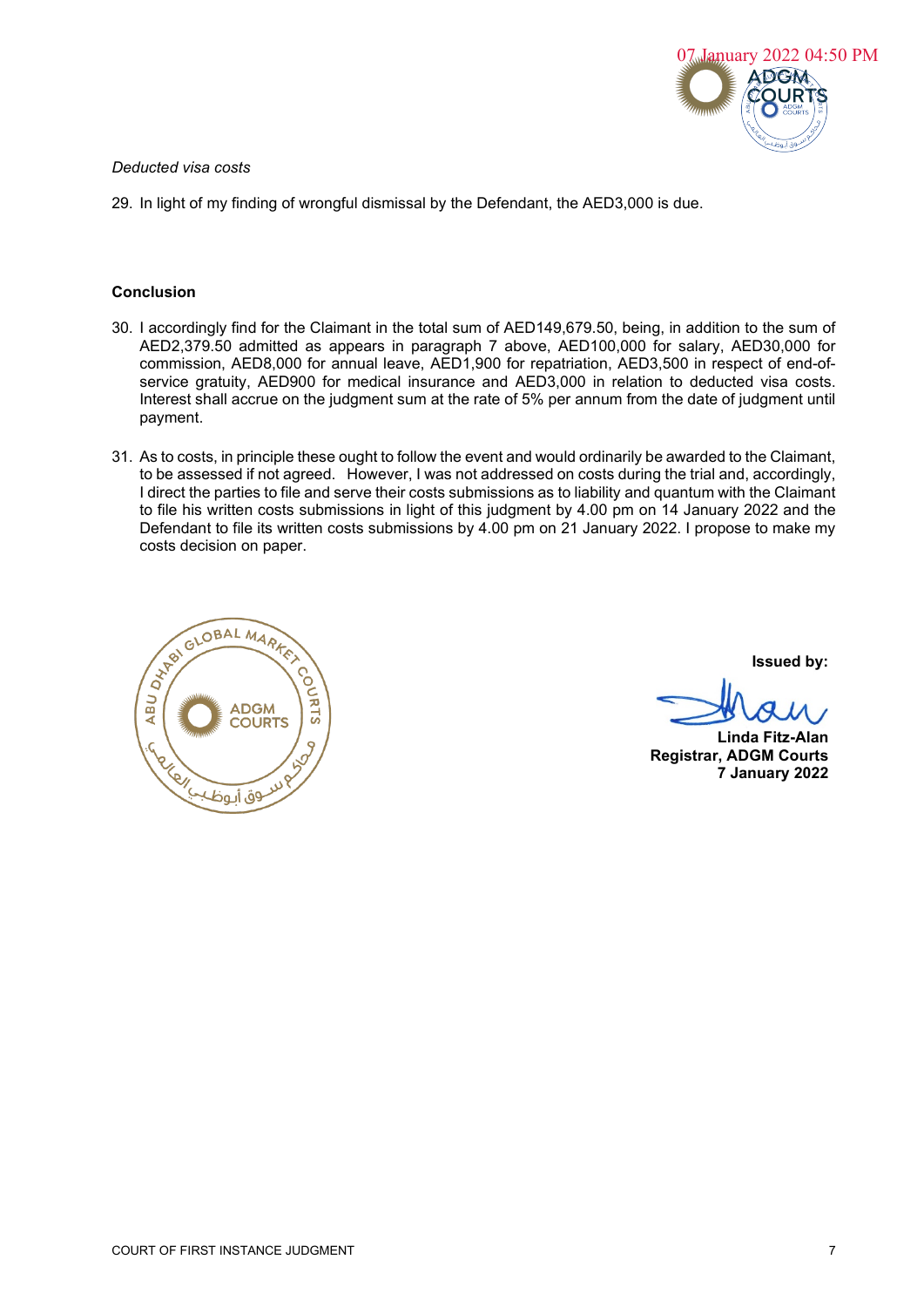*Deducted visa costs*

29. In light of my finding of wrongful dismissal by the Defendant, the AED3,000 is due.

**Conclusion**

30. I accordingly find for the Claimant in the total sum of AED149,679.50, being, in addition to the sum of AED2,379.50 admitted as appears in paragraph 7 above, AED100,000 for salary, AED30,000 for commission, AED8,000 for annual leave, AED1,900 for repatriation, AED3,500 in respect of end-of-service gratuity, AED900 for medical insurance and AED3,000 in relation to deducted visa costs. Interest shall accrue on the judgment sum at the rate of 5% per annum from the date of judgment until payment.

31. As to costs, in principle these ought to follow the event and would ordinarily be awarded to the Claimant, to be assessed if not agreed. However, I was not addressed on costs during the trial and, accordingly, I direct the parties to file and serve their costs submissions as to liability and quantum with the Claimant to file his written costs submissions in light of this judgment by 4.00 pm on 14 January 2022 and the Defendant to file its written costs submissions by 4.00 pm on 21 January 2022. I propose to make my costs decision on paper.

**Issued by:**

**Linda Fitz-Alan**
**Registrar, ADGM Courts**
**7 January 2022**